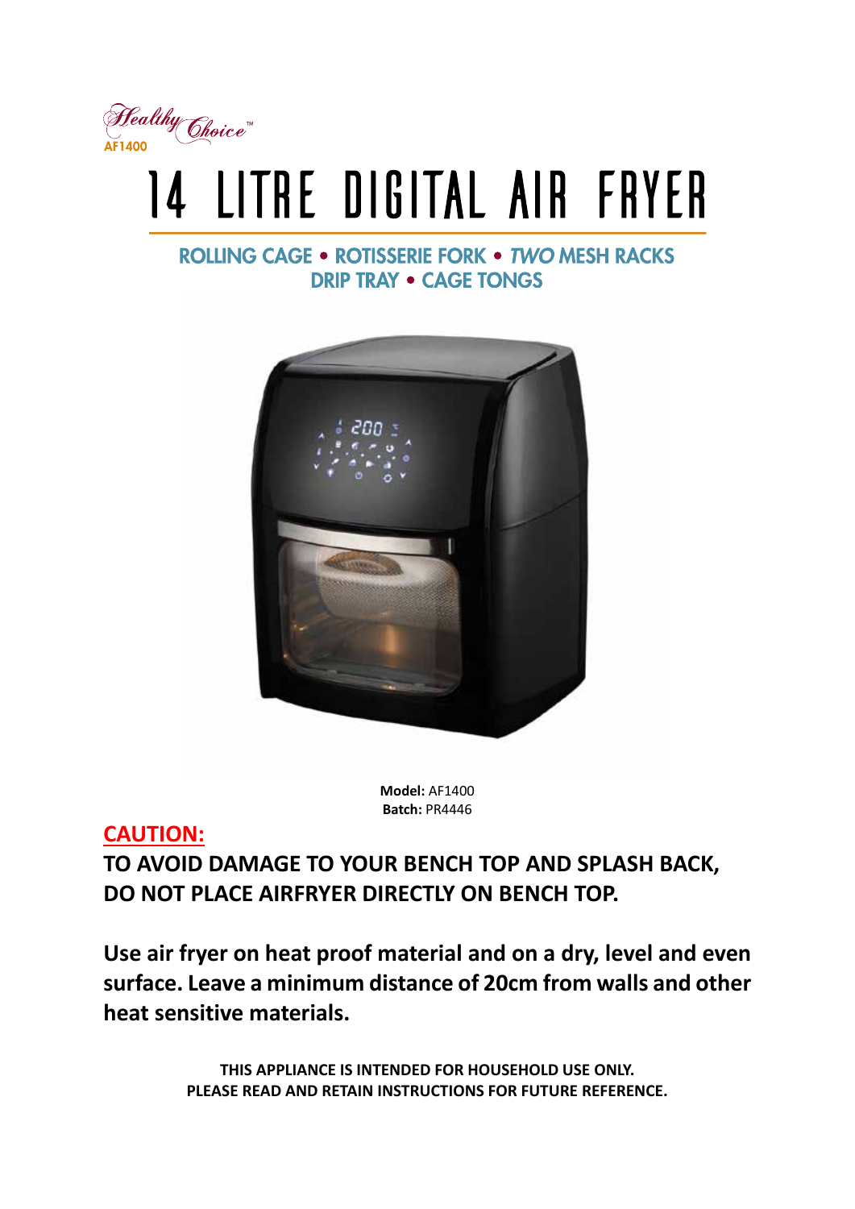Healthy Choice™
AF1400

# 14 LITRE DIGITAL AIR FRYER

ROLLING CAGE • ROTISSERIE FORK • *TWO* MESH RACKS
DRIP TRAY • CAGE TONGS

**Model:** AF1400
**Batch:** PR4446

**CAUTION:**

**TO AVOID DAMAGE TO YOUR BENCH TOP AND SPLASH BACK, DO NOT PLACE AIRFRYER DIRECTLY ON BENCH TOP.**

**Use air fryer on heat proof material and on a dry, level and even surface. Leave a minimum distance of 20cm from walls and other heat sensitive materials.**

**THIS APPLIANCE IS INTENDED FOR HOUSEHOLD USE ONLY.**
**PLEASE READ AND RETAIN INSTRUCTIONS FOR FUTURE REFERENCE.**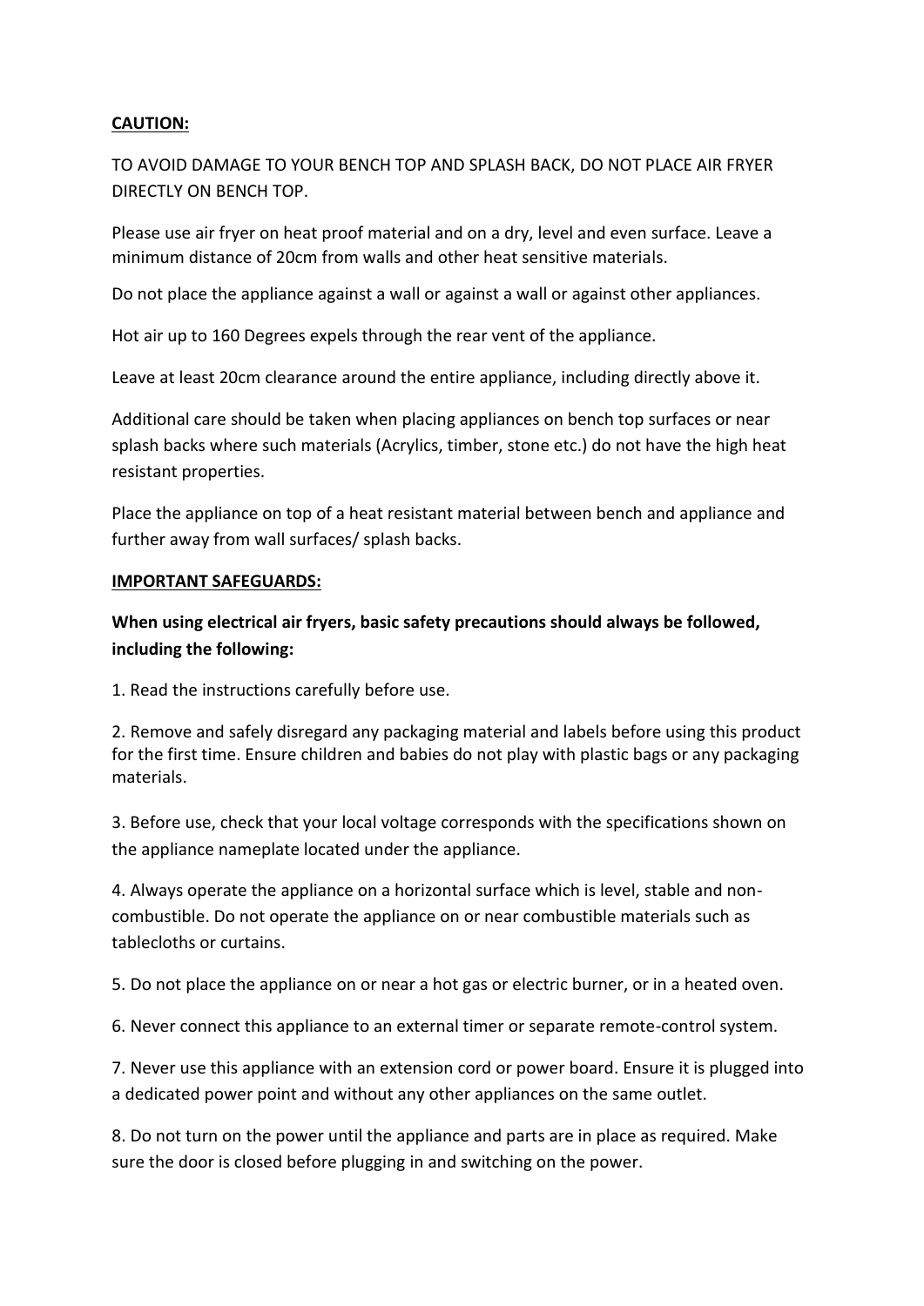**CAUTION:**

TO AVOID DAMAGE TO YOUR BENCH TOP AND SPLASH BACK, DO NOT PLACE AIR FRYER DIRECTLY ON BENCH TOP.

Please use air fryer on heat proof material and on a dry, level and even surface. Leave a minimum distance of 20cm from walls and other heat sensitive materials.

Do not place the appliance against a wall or against a wall or against other appliances.

Hot air up to 160 Degrees expels through the rear vent of the appliance.

Leave at least 20cm clearance around the entire appliance, including directly above it.

Additional care should be taken when placing appliances on bench top surfaces or near splash backs where such materials (Acrylics, timber, stone etc.) do not have the high heat resistant properties.

Place the appliance on top of a heat resistant material between bench and appliance and further away from wall surfaces/ splash backs.

**IMPORTANT SAFEGUARDS:**

**When using electrical air fryers, basic safety precautions should always be followed, including the following:**

1. Read the instructions carefully before use.

2. Remove and safely disregard any packaging material and labels before using this product for the first time. Ensure children and babies do not play with plastic bags or any packaging materials.

3. Before use, check that your local voltage corresponds with the specifications shown on the appliance nameplate located under the appliance.

4. Always operate the appliance on a horizontal surface which is level, stable and non-combustible. Do not operate the appliance on or near combustible materials such as tablecloths or curtains.

5. Do not place the appliance on or near a hot gas or electric burner, or in a heated oven.

6. Never connect this appliance to an external timer or separate remote-control system.

7. Never use this appliance with an extension cord or power board. Ensure it is plugged into a dedicated power point and without any other appliances on the same outlet.

8. Do not turn on the power until the appliance and parts are in place as required. Make sure the door is closed before plugging in and switching on the power.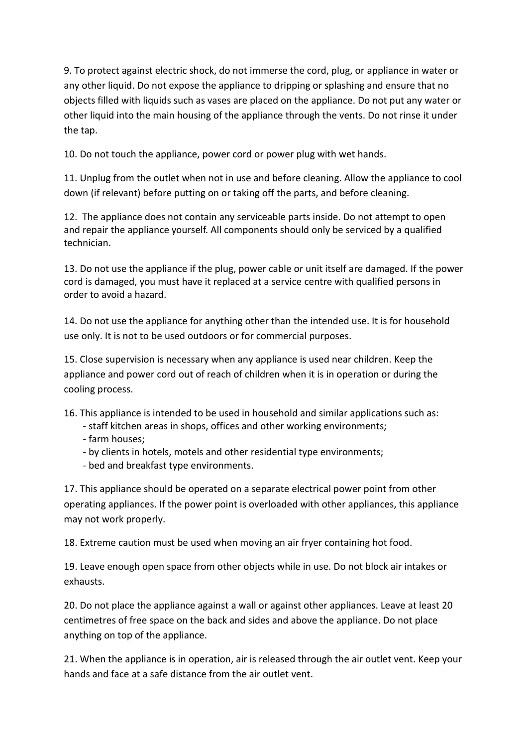9. To protect against electric shock, do not immerse the cord, plug, or appliance in water or any other liquid. Do not expose the appliance to dripping or splashing and ensure that no objects filled with liquids such as vases are placed on the appliance. Do not put any water or other liquid into the main housing of the appliance through the vents. Do not rinse it under the tap.

10. Do not touch the appliance, power cord or power plug with wet hands.

11. Unplug from the outlet when not in use and before cleaning. Allow the appliance to cool down (if relevant) before putting on or taking off the parts, and before cleaning.

12. The appliance does not contain any serviceable parts inside. Do not attempt to open and repair the appliance yourself. All components should only be serviced by a qualified technician.

13. Do not use the appliance if the plug, power cable or unit itself are damaged. If the power cord is damaged, you must have it replaced at a service centre with qualified persons in order to avoid a hazard.

14. Do not use the appliance for anything other than the intended use. It is for household use only. It is not to be used outdoors or for commercial purposes.

15. Close supervision is necessary when any appliance is used near children. Keep the appliance and power cord out of reach of children when it is in operation or during the cooling process.

16. This appliance is intended to be used in household and similar applications such as:
- staff kitchen areas in shops, offices and other working environments;
- farm houses;
- by clients in hotels, motels and other residential type environments;
- bed and breakfast type environments.

17. This appliance should be operated on a separate electrical power point from other operating appliances. If the power point is overloaded with other appliances, this appliance may not work properly.

18. Extreme caution must be used when moving an air fryer containing hot food.

19. Leave enough open space from other objects while in use. Do not block air intakes or exhausts.

20. Do not place the appliance against a wall or against other appliances. Leave at least 20 centimetres of free space on the back and sides and above the appliance. Do not place anything on top of the appliance.

21. When the appliance is in operation, air is released through the air outlet vent. Keep your hands and face at a safe distance from the air outlet vent.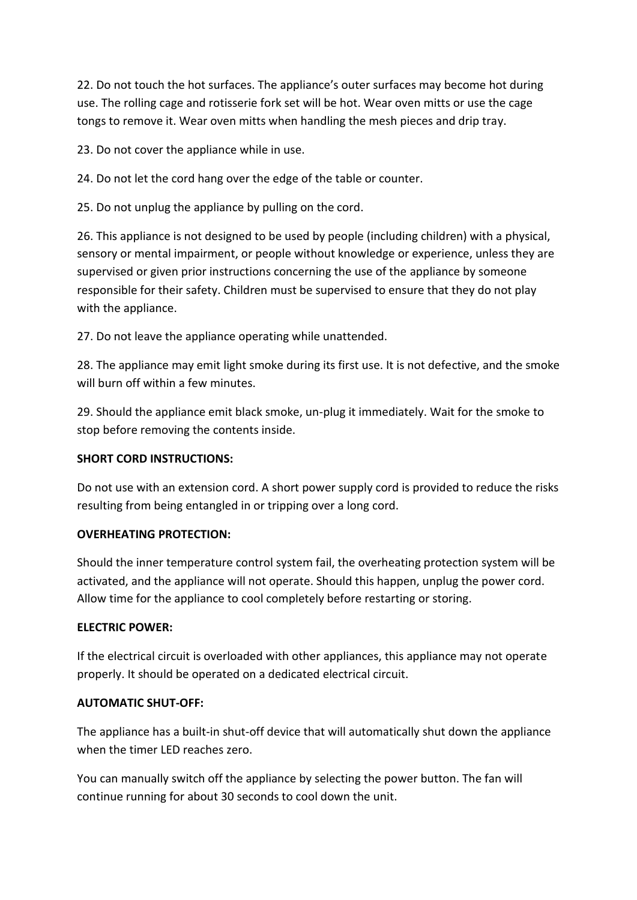22. Do not touch the hot surfaces. The appliance's outer surfaces may become hot during use. The rolling cage and rotisserie fork set will be hot. Wear oven mitts or use the cage tongs to remove it. Wear oven mitts when handling the mesh pieces and drip tray.

23. Do not cover the appliance while in use.

24. Do not let the cord hang over the edge of the table or counter.

25. Do not unplug the appliance by pulling on the cord.

26. This appliance is not designed to be used by people (including children) with a physical, sensory or mental impairment, or people without knowledge or experience, unless they are supervised or given prior instructions concerning the use of the appliance by someone responsible for their safety. Children must be supervised to ensure that they do not play with the appliance.

27. Do not leave the appliance operating while unattended.

28. The appliance may emit light smoke during its first use. It is not defective, and the smoke will burn off within a few minutes.

29. Should the appliance emit black smoke, un-plug it immediately. Wait for the smoke to stop before removing the contents inside.

**SHORT CORD INSTRUCTIONS:**

Do not use with an extension cord. A short power supply cord is provided to reduce the risks resulting from being entangled in or tripping over a long cord.

**OVERHEATING PROTECTION:**

Should the inner temperature control system fail, the overheating protection system will be activated, and the appliance will not operate. Should this happen, unplug the power cord. Allow time for the appliance to cool completely before restarting or storing.

**ELECTRIC POWER:**

If the electrical circuit is overloaded with other appliances, this appliance may not operate properly. It should be operated on a dedicated electrical circuit.

**AUTOMATIC SHUT-OFF:**

The appliance has a built-in shut-off device that will automatically shut down the appliance when the timer LED reaches zero.

You can manually switch off the appliance by selecting the power button. The fan will continue running for about 30 seconds to cool down the unit.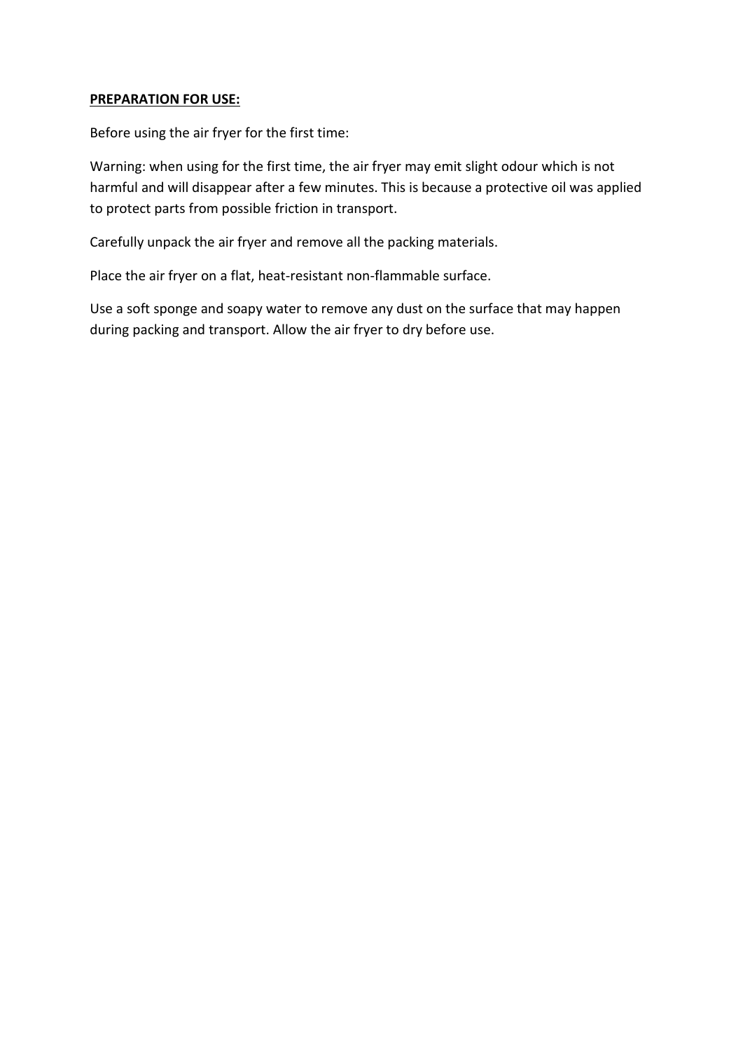**PREPARATION FOR USE:**

Before using the air fryer for the first time:

Warning: when using for the first time, the air fryer may emit slight odour which is not harmful and will disappear after a few minutes. This is because a protective oil was applied to protect parts from possible friction in transport.

Carefully unpack the air fryer and remove all the packing materials.

Place the air fryer on a flat, heat-resistant non-flammable surface.

Use a soft sponge and soapy water to remove any dust on the surface that may happen during packing and transport. Allow the air fryer to dry before use.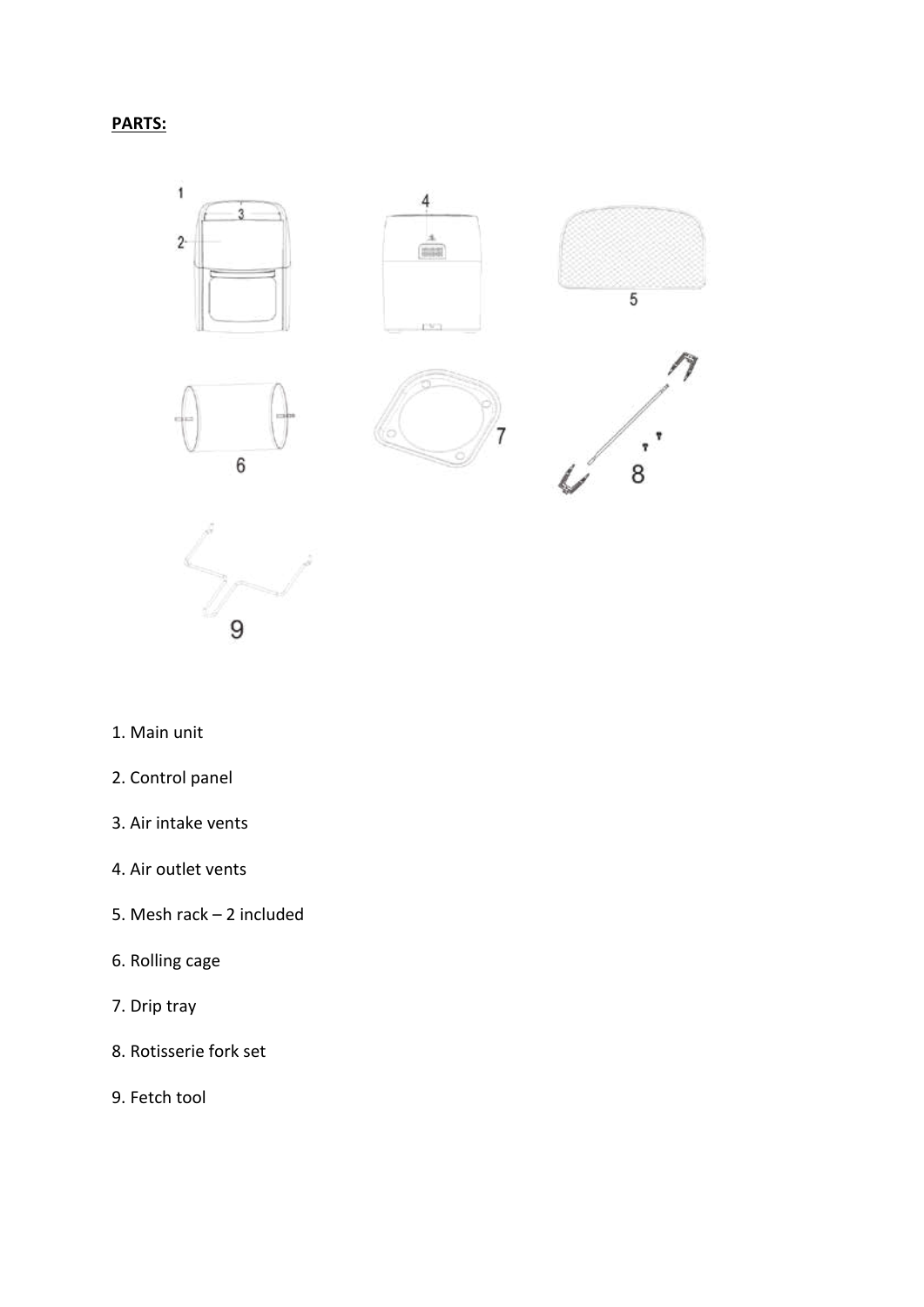**PARTS:**

1. Main unit
2. Control panel
3. Air intake vents
4. Air outlet vents
5. Mesh rack – 2 included
6. Rolling cage
7. Drip tray
8. Rotisserie fork set
9. Fetch tool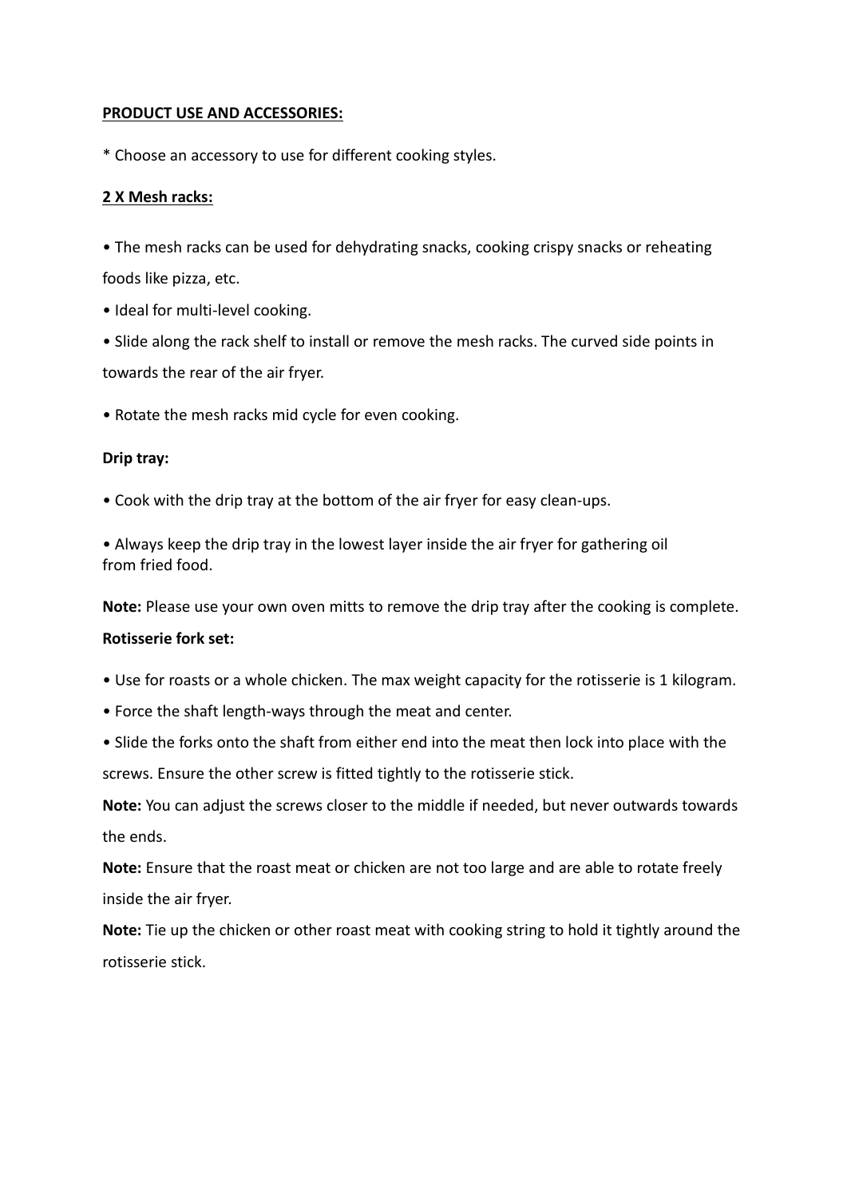**<u>PRODUCT USE AND ACCESSORIES:</u>**

* Choose an accessory to use for different cooking styles.

**<u>2 X Mesh racks:</u>**

- The mesh racks can be used for dehydrating snacks, cooking crispy snacks or reheating foods like pizza, etc.
- Ideal for multi-level cooking.
- Slide along the rack shelf to install or remove the mesh racks. The curved side points in towards the rear of the air fryer.
- Rotate the mesh racks mid cycle for even cooking.

**Drip tray:**

- Cook with the drip tray at the bottom of the air fryer for easy clean-ups.
- Always keep the drip tray in the lowest layer inside the air fryer for gathering oil from fried food.

**Note:** Please use your own oven mitts to remove the drip tray after the cooking is complete.

**Rotisserie fork set:**

- Use for roasts or a whole chicken. The max weight capacity for the rotisserie is 1 kilogram.
- Force the shaft length-ways through the meat and center.
- Slide the forks onto the shaft from either end into the meat then lock into place with the screws. Ensure the other screw is fitted tightly to the rotisserie stick.

**Note:** You can adjust the screws closer to the middle if needed, but never outwards towards the ends.

**Note:** Ensure that the roast meat or chicken are not too large and are able to rotate freely inside the air fryer.

**Note:** Tie up the chicken or other roast meat with cooking string to hold it tightly around the rotisserie stick.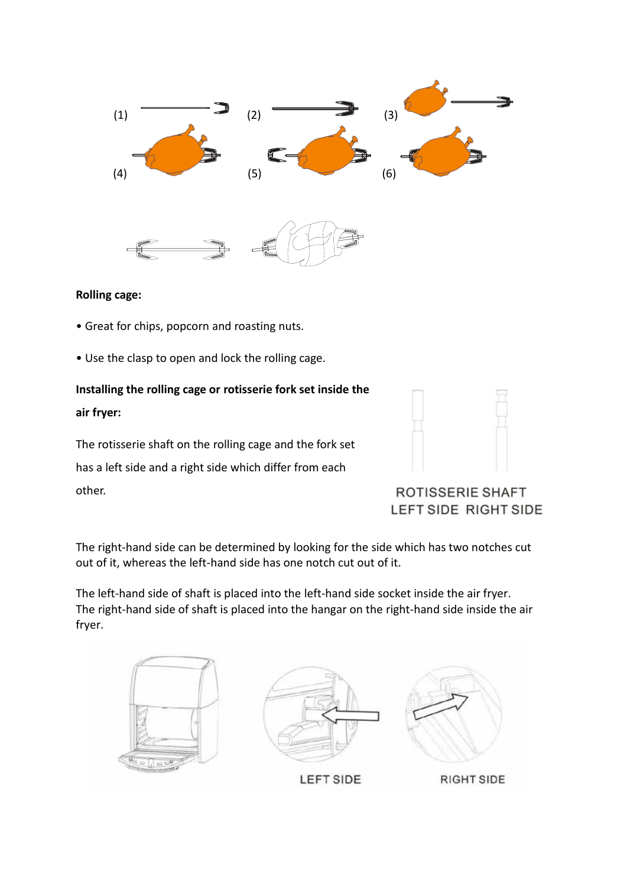(1) (2) (3)

(4) (5) (6)

**Rolling cage:**

- Great for chips, popcorn and roasting nuts.
- Use the clasp to open and lock the rolling cage.

**Installing the rolling cage or rotisserie fork set inside the air fryer:**

The rotisserie shaft on the rolling cage and the fork set has a left side and a right side which differ from each other.

ROTISSERIE SHAFT
LEFT SIDE RIGHT SIDE

The right-hand side can be determined by looking for the side which has two notches cut out of it, whereas the left-hand side has one notch cut out of it.

The left-hand side of shaft is placed into the left-hand side socket inside the air fryer. The right-hand side of shaft is placed into the hangar on the right-hand side inside the air fryer.

LEFT SIDE RIGHT SIDE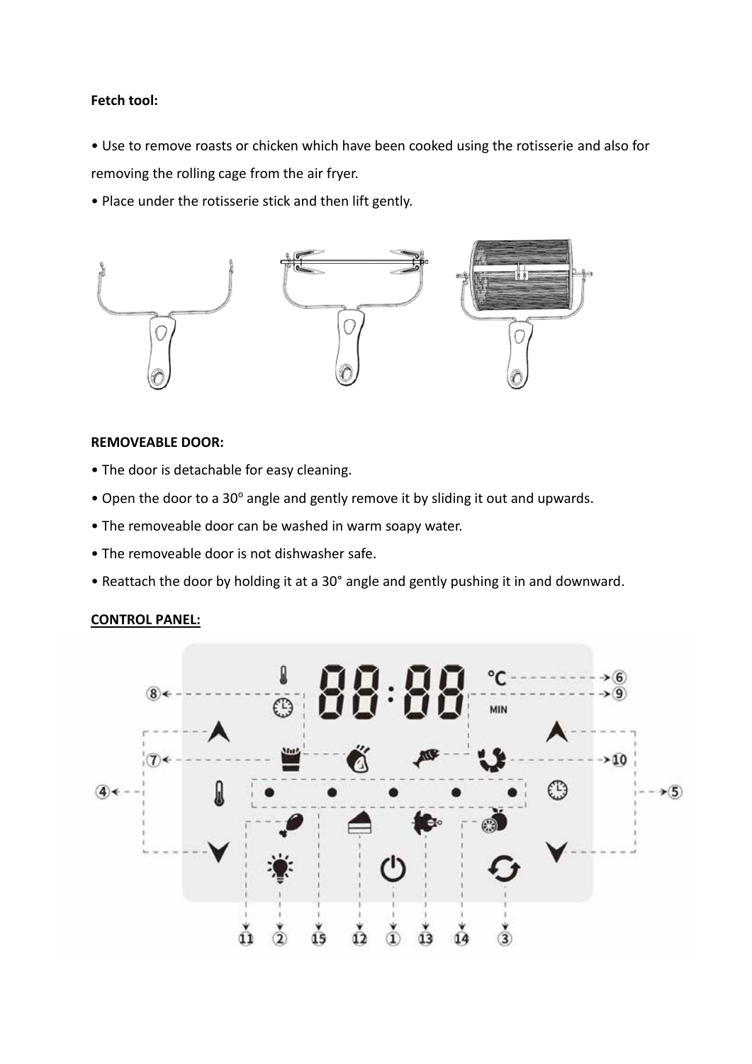**Fetch tool:**

• Use to remove roasts or chicken which have been cooked using the rotisserie and also for removing the rolling cage from the air fryer.

• Place under the rotisserie stick and then lift gently.

**REMOVEABLE DOOR:**

• The door is detachable for easy cleaning.

• Open the door to a 30° angle and gently remove it by sliding it out and upwards.

• The removeable door can be washed in warm soapy water.

• The removeable door is not dishwasher safe.

• Reattach the door by holding it at a 30° angle and gently pushing it in and downward.

**CONTROL PANEL:**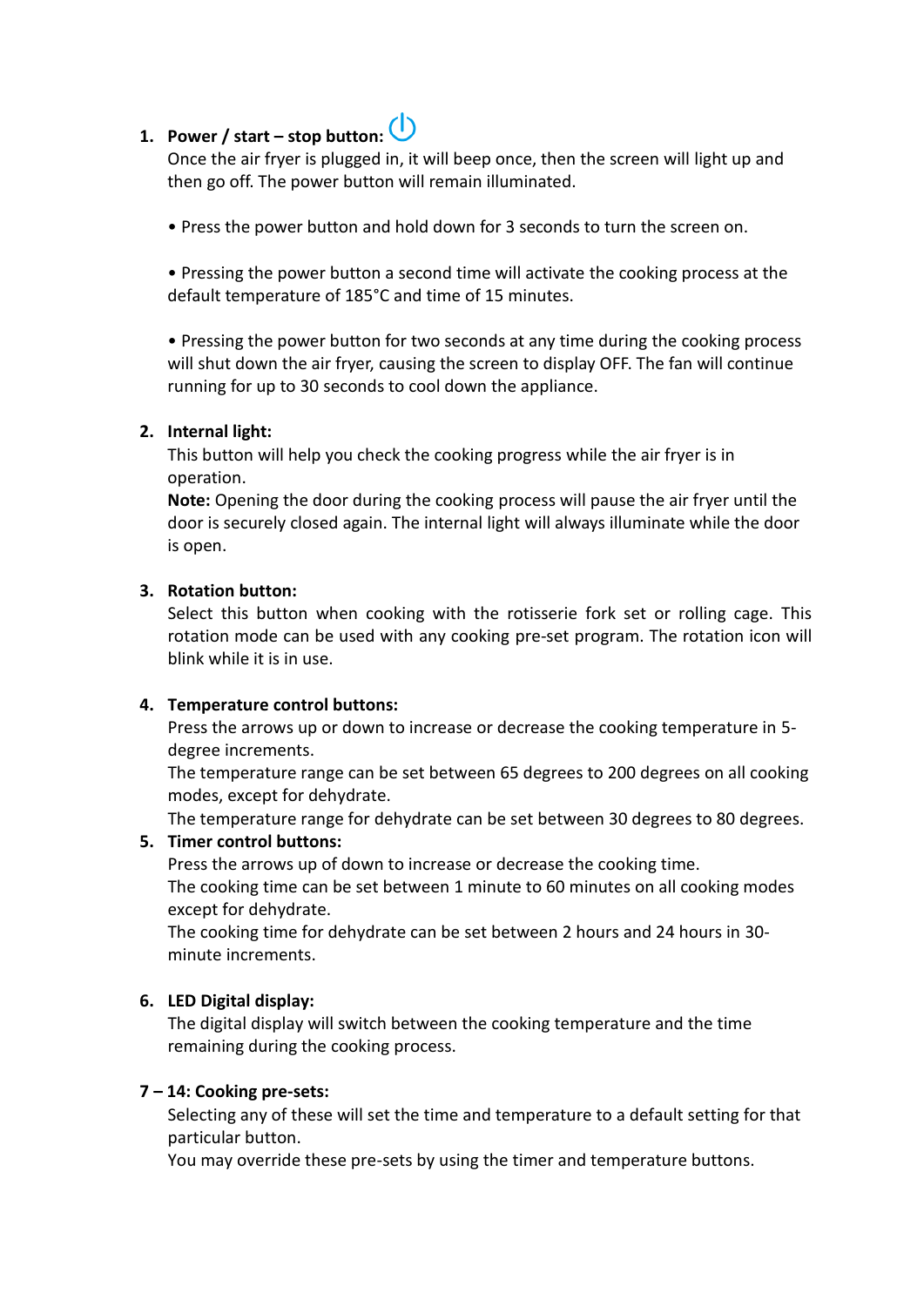1. **Power / start – stop button:** ⏻
   Once the air fryer is plugged in, it will beep once, then the screen will light up and then go off. The power button will remain illuminated.

   • Press the power button and hold down for 3 seconds to turn the screen on.

   • Pressing the power button a second time will activate the cooking process at the default temperature of 185°C and time of 15 minutes.

   • Pressing the power button for two seconds at any time during the cooking process will shut down the air fryer, causing the screen to display OFF. The fan will continue running for up to 30 seconds to cool down the appliance.

2. **Internal light:**
   This button will help you check the cooking progress while the air fryer is in operation.
   **Note:** Opening the door during the cooking process will pause the air fryer until the door is securely closed again. The internal light will always illuminate while the door is open.

3. **Rotation button:**
   Select this button when cooking with the rotisserie fork set or rolling cage. This rotation mode can be used with any cooking pre-set program. The rotation icon will blink while it is in use.

4. **Temperature control buttons:**
   Press the arrows up or down to increase or decrease the cooking temperature in 5-degree increments.
   The temperature range can be set between 65 degrees to 200 degrees on all cooking modes, except for dehydrate.
   The temperature range for dehydrate can be set between 30 degrees to 80 degrees.

5. **Timer control buttons:**
   Press the arrows up of down to increase or decrease the cooking time.
   The cooking time can be set between 1 minute to 60 minutes on all cooking modes except for dehydrate.
   The cooking time for dehydrate can be set between 2 hours and 24 hours in 30-minute increments.

6. **LED Digital display:**
   The digital display will switch between the cooking temperature and the time remaining during the cooking process.

**7 – 14: Cooking pre-sets:**
Selecting any of these will set the time and temperature to a default setting for that particular button.
You may override these pre-sets by using the timer and temperature buttons.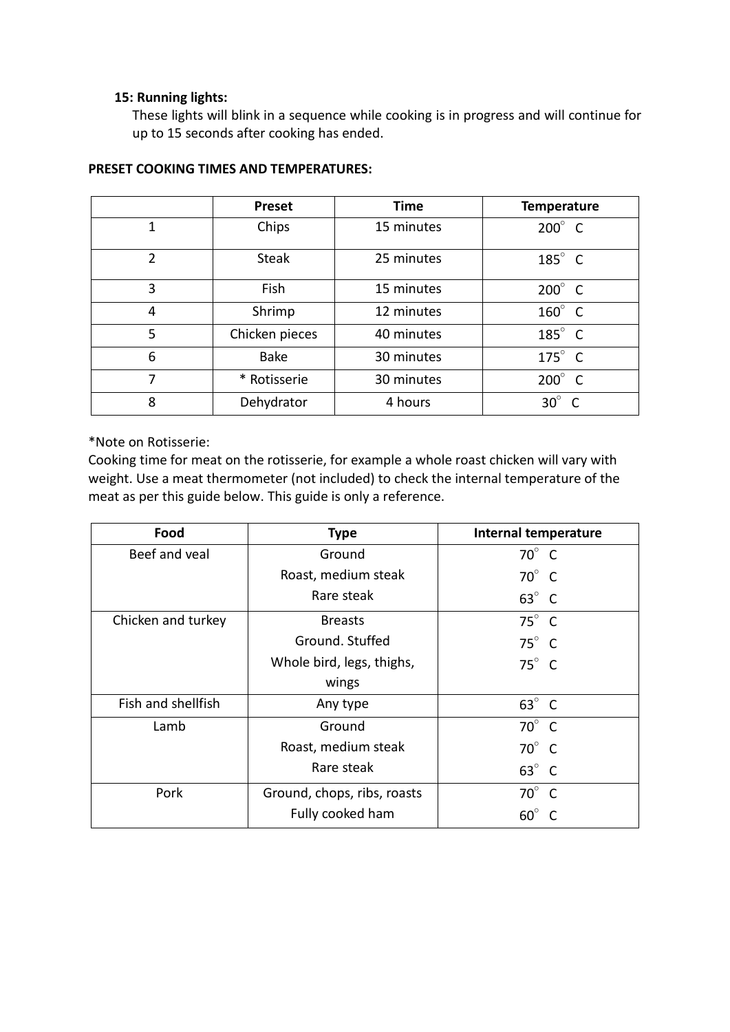**15: Running lights:**

These lights will blink in a sequence while cooking is in progress and will continue for up to 15 seconds after cooking has ended.

**PRESET COOKING TIMES AND TEMPERATURES:**

| | Preset | Time | Temperature |
|---|---|---|---|
| 1 | Chips | 15 minutes | 200° C |
| 2 | Steak | 25 minutes | 185° C |
| 3 | Fish | 15 minutes | 200° C |
| 4 | Shrimp | 12 minutes | 160° C |
| 5 | Chicken pieces | 40 minutes | 185° C |
| 6 | Bake | 30 minutes | 175° C |
| 7 | * Rotisserie | 30 minutes | 200° C |
| 8 | Dehydrator | 4 hours | 30° C |

*Note on Rotisserie:

Cooking time for meat on the rotisserie, for example a whole roast chicken will vary with weight. Use a meat thermometer (not included) to check the internal temperature of the meat as per this guide below. This guide is only a reference.

| Food | Type | Internal temperature |
|---|---|---|
| Beef and veal | Ground | 70° C |
| | Roast, medium steak | 70° C |
| | Rare steak | 63° C |
| Chicken and turkey | Breasts | 75° C |
| | Ground. Stuffed | 75° C |
| | Whole bird, legs, thighs, wings | 75° C |
| Fish and shellfish | Any type | 63° C |
| Lamb | Ground | 70° C |
| | Roast, medium steak | 70° C |
| | Rare steak | 63° C |
| Pork | Ground, chops, ribs, roasts | 70° C |
| | Fully cooked ham | 60° C |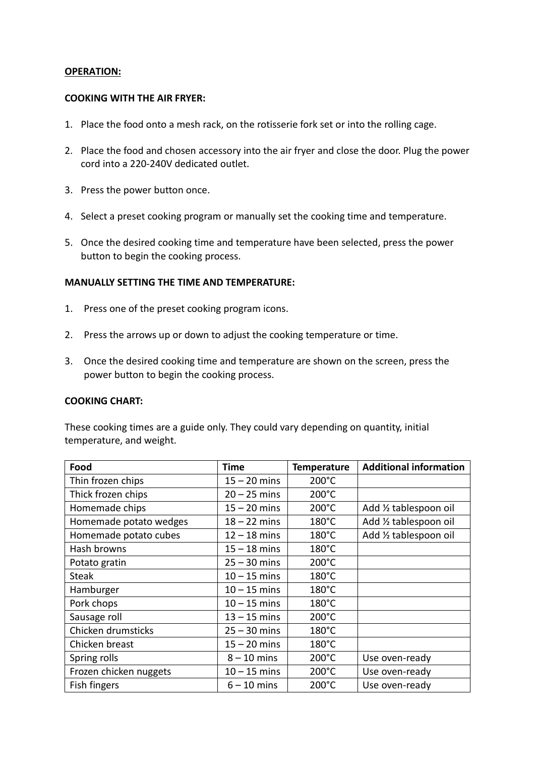**OPERATION:**

**COOKING WITH THE AIR FRYER:**

1. Place the food onto a mesh rack, on the rotisserie fork set or into the rolling cage.
2. Place the food and chosen accessory into the air fryer and close the door. Plug the power cord into a 220-240V dedicated outlet.
3. Press the power button once.
4. Select a preset cooking program or manually set the cooking time and temperature.
5. Once the desired cooking time and temperature have been selected, press the power button to begin the cooking process.

**MANUALLY SETTING THE TIME AND TEMPERATURE:**

1. Press one of the preset cooking program icons.
2. Press the arrows up or down to adjust the cooking temperature or time.
3. Once the desired cooking time and temperature are shown on the screen, press the power button to begin the cooking process.

**COOKING CHART:**

These cooking times are a guide only. They could vary depending on quantity, initial temperature, and weight.

| Food | Time | Temperature | Additional information |
|---|---|---|---|
| Thin frozen chips | 15 – 20 mins | 200°C | |
| Thick frozen chips | 20 – 25 mins | 200°C | |
| Homemade chips | 15 – 20 mins | 200°C | Add ½ tablespoon oil |
| Homemade potato wedges | 18 – 22 mins | 180°C | Add ½ tablespoon oil |
| Homemade potato cubes | 12 – 18 mins | 180°C | Add ½ tablespoon oil |
| Hash browns | 15 – 18 mins | 180°C | |
| Potato gratin | 25 – 30 mins | 200°C | |
| Steak | 10 – 15 mins | 180°C | |
| Hamburger | 10 – 15 mins | 180°C | |
| Pork chops | 10 – 15 mins | 180°C | |
| Sausage roll | 13 – 15 mins | 200°C | |
| Chicken drumsticks | 25 – 30 mins | 180°C | |
| Chicken breast | 15 – 20 mins | 180°C | |
| Spring rolls | 8 – 10 mins | 200°C | Use oven-ready |
| Frozen chicken nuggets | 10 – 15 mins | 200°C | Use oven-ready |
| Fish fingers | 6 – 10 mins | 200°C | Use oven-ready |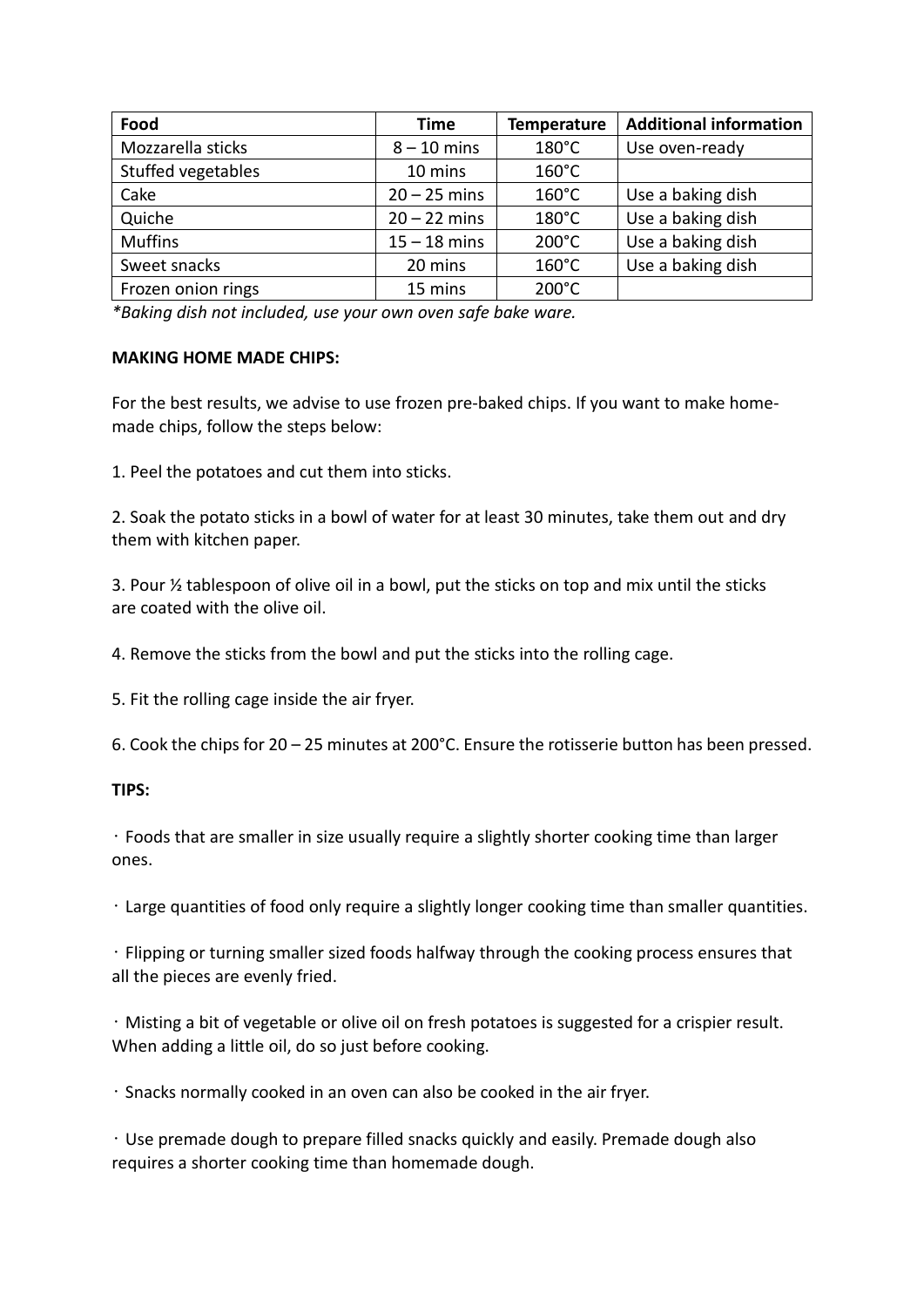| Food | Time | Temperature | Additional information |
| --- | --- | --- | --- |
| Mozzarella sticks | 8 – 10 mins | 180°C | Use oven-ready |
| Stuffed vegetables | 10 mins | 160°C | |
| Cake | 20 – 25 mins | 160°C | Use a baking dish |
| Quiche | 20 – 22 mins | 180°C | Use a baking dish |
| Muffins | 15 – 18 mins | 200°C | Use a baking dish |
| Sweet snacks | 20 mins | 160°C | Use a baking dish |
| Frozen onion rings | 15 mins | 200°C | |

*\*Baking dish not included, use your own oven safe bake ware.*

**MAKING HOME MADE CHIPS:**

For the best results, we advise to use frozen pre-baked chips. If you want to make home-made chips, follow the steps below:

1. Peel the potatoes and cut them into sticks.

2. Soak the potato sticks in a bowl of water for at least 30 minutes, take them out and dry them with kitchen paper.

3. Pour ½ tablespoon of olive oil in a bowl, put the sticks on top and mix until the sticks are coated with the olive oil.

4. Remove the sticks from the bowl and put the sticks into the rolling cage.

5. Fit the rolling cage inside the air fryer.

6. Cook the chips for 20 – 25 minutes at 200°C. Ensure the rotisserie button has been pressed.

**TIPS:**

· Foods that are smaller in size usually require a slightly shorter cooking time than larger ones.

· Large quantities of food only require a slightly longer cooking time than smaller quantities.

· Flipping or turning smaller sized foods halfway through the cooking process ensures that all the pieces are evenly fried.

· Misting a bit of vegetable or olive oil on fresh potatoes is suggested for a crispier result. When adding a little oil, do so just before cooking.

· Snacks normally cooked in an oven can also be cooked in the air fryer.

· Use premade dough to prepare filled snacks quickly and easily. Premade dough also requires a shorter cooking time than homemade dough.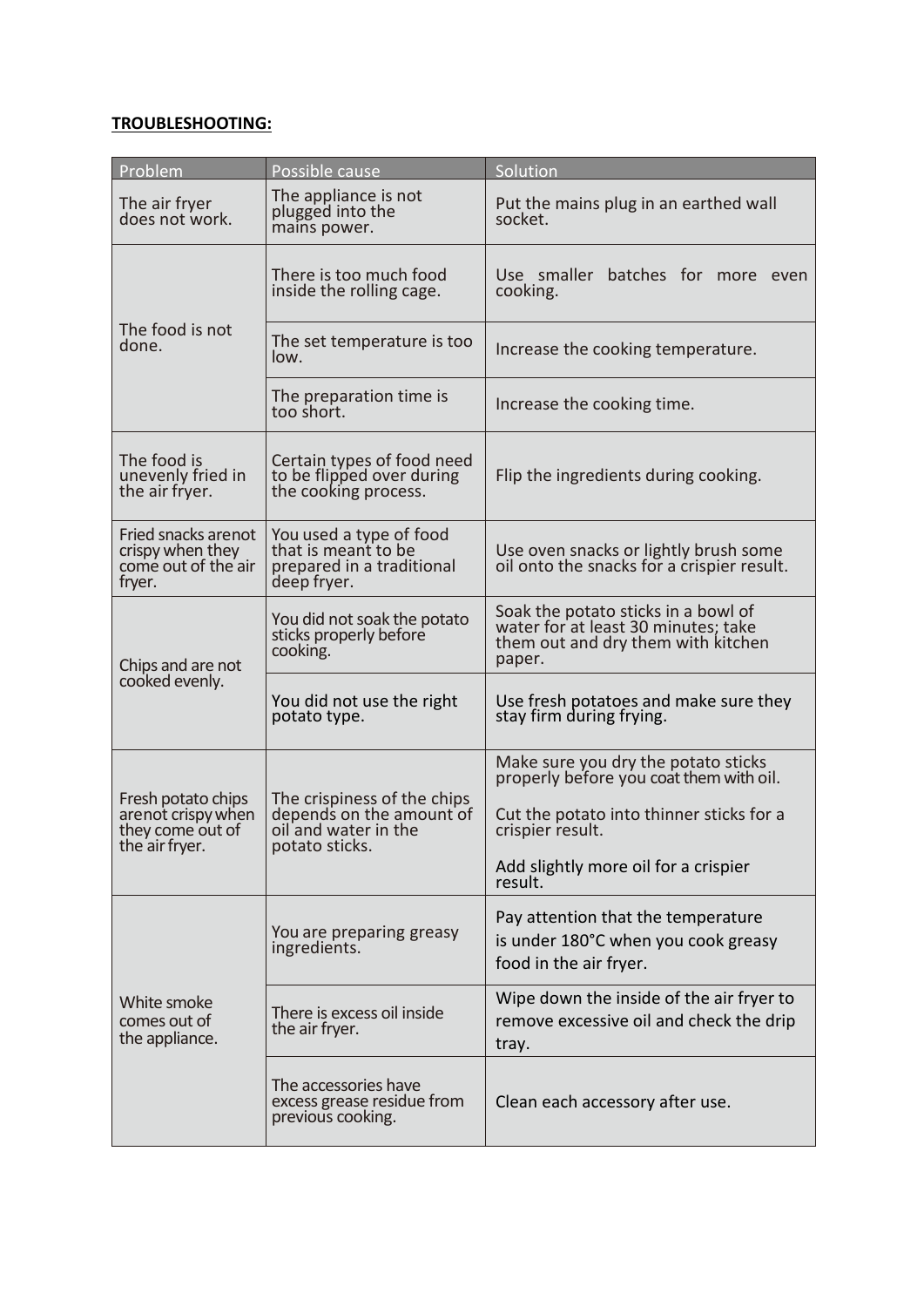**TROUBLESHOOTING:**

| Problem | Possible cause | Solution |
|---|---|---|
| The air fryer does not work. | The appliance is not plugged into the mains power. | Put the mains plug in an earthed wall socket. |
| The food is not done. | There is too much food inside the rolling cage. | Use smaller batches for more even cooking. |
| | The set temperature is too low. | Increase the cooking temperature. |
| | The preparation time is too short. | Increase the cooking time. |
| The food is unevenly fried in the air fryer. | Certain types of food need to be flipped over during the cooking process. | Flip the ingredients during cooking. |
| Fried snacks arenot crispy when they come out of the air fryer. | You used a type of food that is meant to be prepared in a traditional deep fryer. | Use oven snacks or lightly brush some oil onto the snacks for a crispier result. |
| Chips and are not cooked evenly. | You did not soak the potato sticks properly before cooking. | Soak the potato sticks in a bowl of water for at least 30 minutes; take them out and dry them with kitchen paper. |
| | You did not use the right potato type. | Use fresh potatoes and make sure they stay firm during frying. |
| Fresh potato chips arenot crispy when they come out of the air fryer. | The crispiness of the chips depends on the amount of oil and water in the potato sticks. | Make sure you dry the potato sticks properly before you coat them with oil.<br><br>Cut the potato into thinner sticks for a crispier result.<br><br>Add slightly more oil for a crispier result. |
| White smoke comes out of the appliance. | You are preparing greasy ingredients. | Pay attention that the temperature is under 180°C when you cook greasy food in the air fryer. |
| | There is excess oil inside the air fryer. | Wipe down the inside of the air fryer to remove excessive oil and check the drip tray. |
| | The accessories have excess grease residue from previous cooking. | Clean each accessory after use. |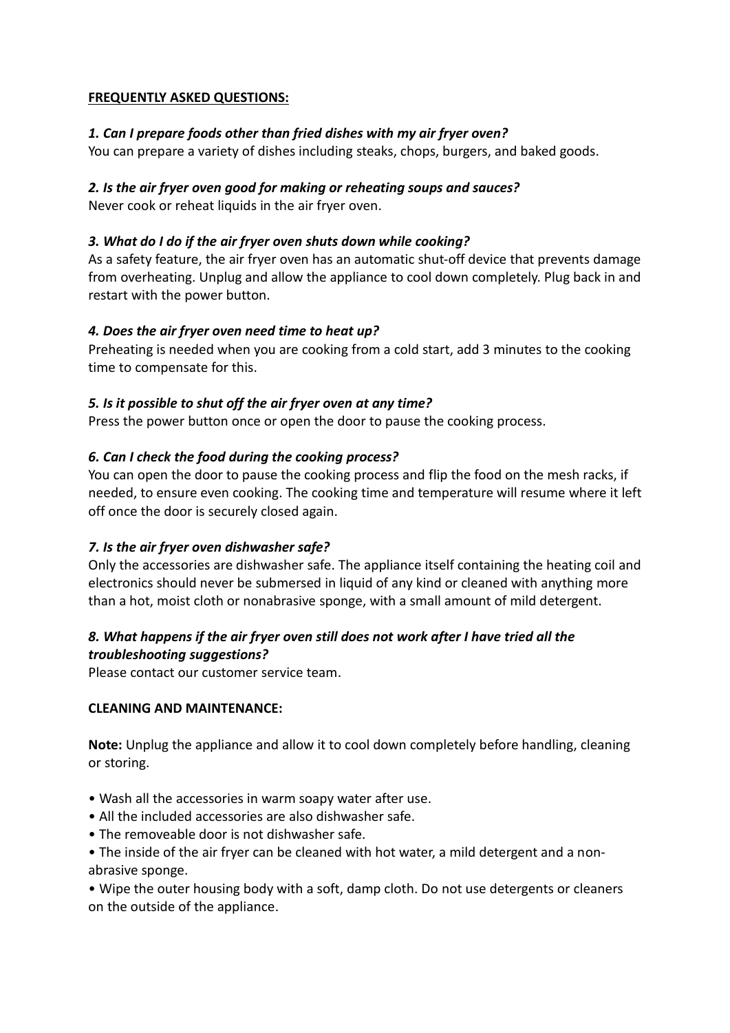**FREQUENTLY ASKED QUESTIONS:**

***1. Can I prepare foods other than fried dishes with my air fryer oven?***
You can prepare a variety of dishes including steaks, chops, burgers, and baked goods.

***2. Is the air fryer oven good for making or reheating soups and sauces?***
Never cook or reheat liquids in the air fryer oven.

***3. What do I do if the air fryer oven shuts down while cooking?***
As a safety feature, the air fryer oven has an automatic shut-off device that prevents damage from overheating. Unplug and allow the appliance to cool down completely. Plug back in and restart with the power button.

***4. Does the air fryer oven need time to heat up?***
Preheating is needed when you are cooking from a cold start, add 3 minutes to the cooking time to compensate for this.

***5. Is it possible to shut off the air fryer oven at any time?***
Press the power button once or open the door to pause the cooking process.

***6. Can I check the food during the cooking process?***
You can open the door to pause the cooking process and flip the food on the mesh racks, if needed, to ensure even cooking. The cooking time and temperature will resume where it left off once the door is securely closed again.

***7. Is the air fryer oven dishwasher safe?***
Only the accessories are dishwasher safe. The appliance itself containing the heating coil and electronics should never be submersed in liquid of any kind or cleaned with anything more than a hot, moist cloth or nonabrasive sponge, with a small amount of mild detergent.

***8. What happens if the air fryer oven still does not work after I have tried all the troubleshooting suggestions?***
Please contact our customer service team.

**CLEANING AND MAINTENANCE:**

**Note:** Unplug the appliance and allow it to cool down completely before handling, cleaning or storing.

- Wash all the accessories in warm soapy water after use.
- All the included accessories are also dishwasher safe.
- The removeable door is not dishwasher safe.
- The inside of the air fryer can be cleaned with hot water, a mild detergent and a non-abrasive sponge.
- Wipe the outer housing body with a soft, damp cloth. Do not use detergents or cleaners on the outside of the appliance.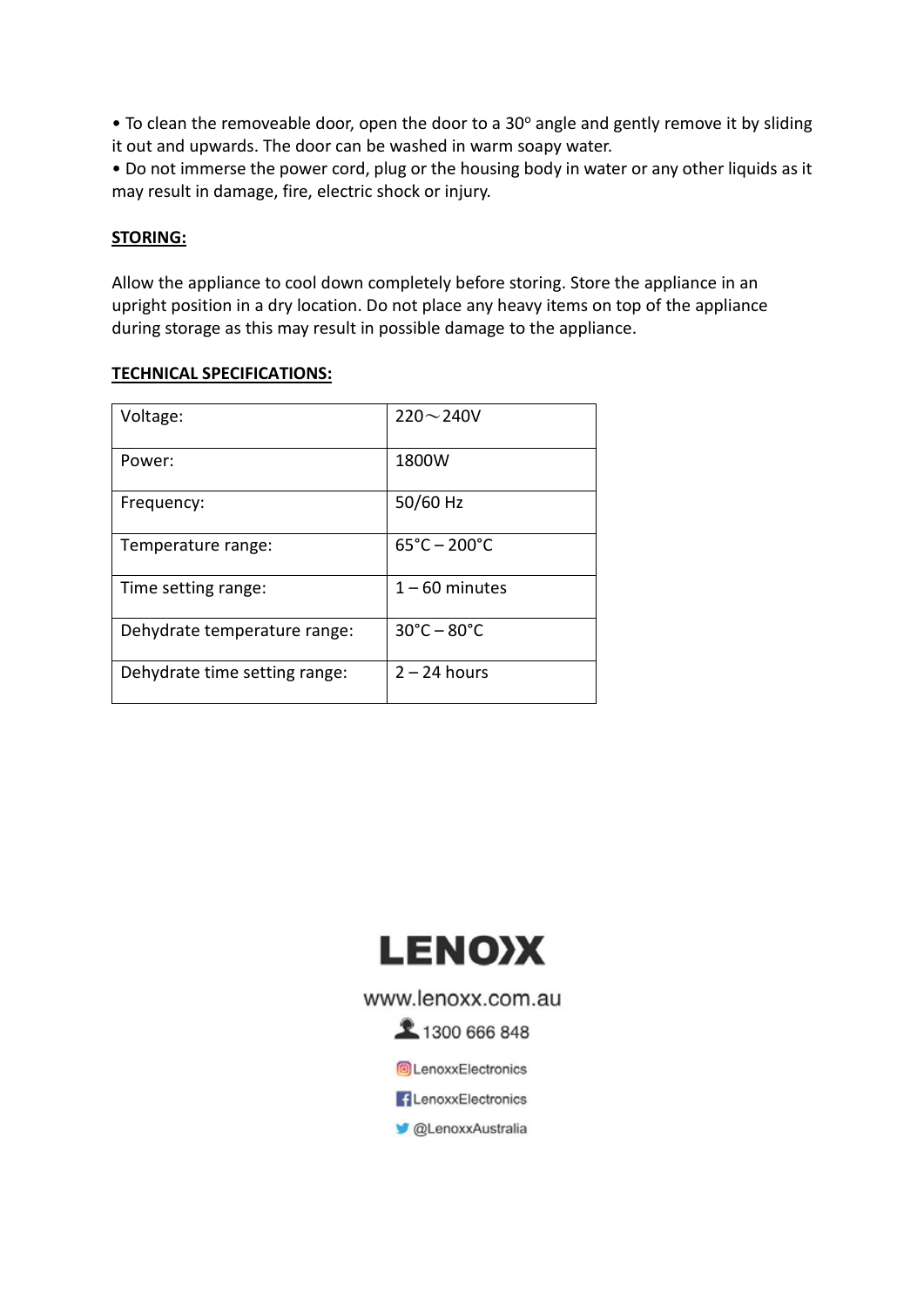• To clean the removeable door, open the door to a 30º angle and gently remove it by sliding it out and upwards. The door can be washed in warm soapy water.

• Do not immerse the power cord, plug or the housing body in water or any other liquids as it may result in damage, fire, electric shock or injury.

**STORING:**

Allow the appliance to cool down completely before storing. Store the appliance in an upright position in a dry location. Do not place any heavy items on top of the appliance during storage as this may result in possible damage to the appliance.

**TECHNICAL SPECIFICATIONS:**

| | |
|---|---|
| Voltage: | 220～240V |
| Power: | 1800W |
| Frequency: | 50/60 Hz |
| Temperature range: | 65°C – 200°C |
| Time setting range: | 1 – 60 minutes |
| Dehydrate temperature range: | 30°C – 80°C |
| Dehydrate time setting range: | 2 – 24 hours |

LENOXX

www.lenoxx.com.au

1300 666 848

LenoxxElectronics

LenoxxElectronics

@LenoxxAustralia